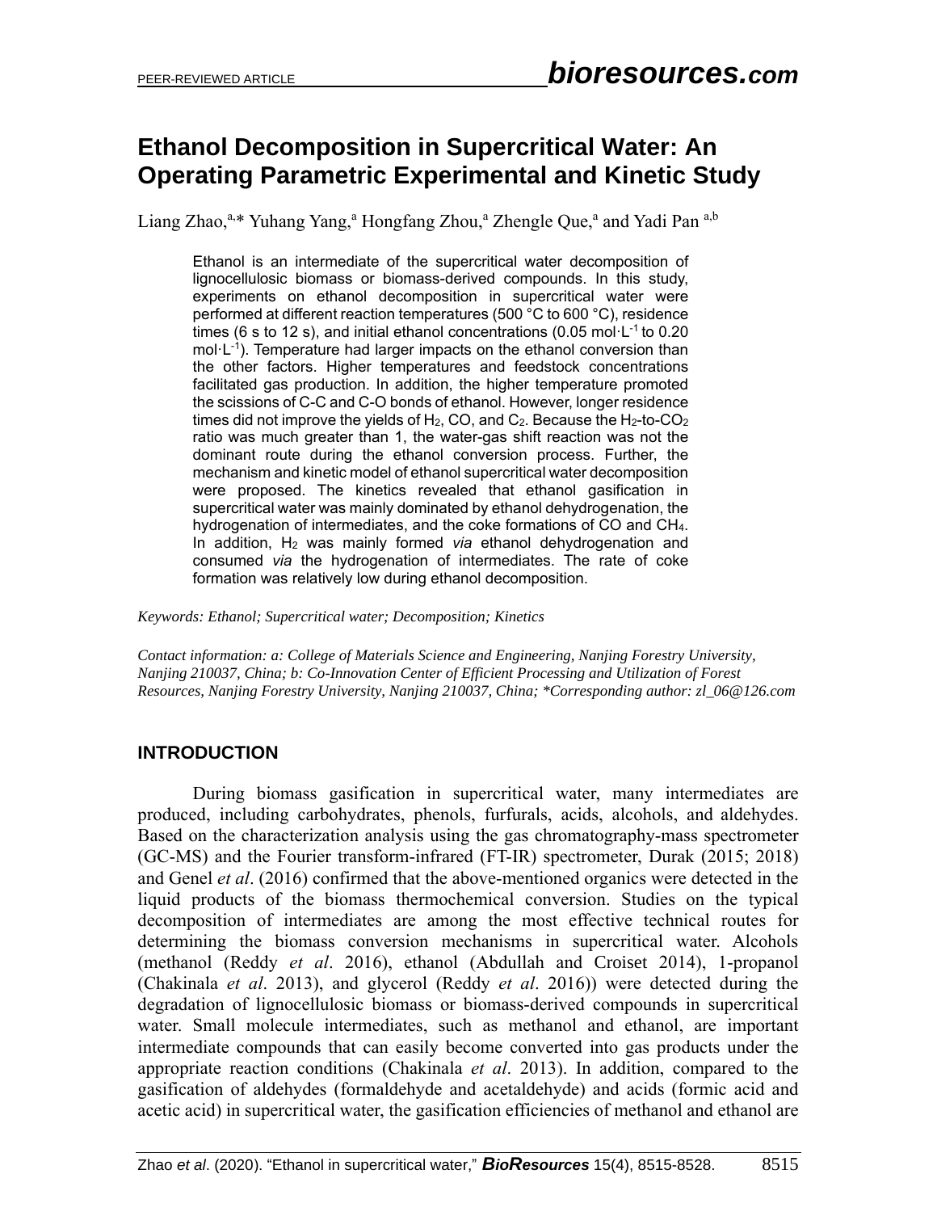# Ethanol Decomposition in Supercritical Water: An Operating Parametric Experimental and Kinetic Study

Liang Zhao,[a,*] Yuhang Yang,[a] Hongfang Zhou,[a] Zhengle Que,[a] and Yadi Pan [a,b]

Ethanol is an intermediate of the supercritical water decomposition of lignocellulosic biomass or biomass-derived compounds. In this study, experiments on ethanol decomposition in supercritical water were performed at different reaction temperatures (500 °C to 600 °C), residence times (6 s to 12 s), and initial ethanol concentrations (0.05 $mol \cdot L^{-1}$ to 0.20 $mol \cdot L^{-1}$). Temperature had larger impacts on the ethanol conversion than the other factors. Higher temperatures and feedstock concentrations facilitated gas production. In addition, the higher temperature promoted the scissions of C-C and C-O bonds of ethanol. However, longer residence times did not improve the yields of $H_2$, CO, and $C_2$. Because the $H_2$-to-$CO_2$ ratio was much greater than 1, the water-gas shift reaction was not the dominant route during the ethanol conversion process. Further, the mechanism and kinetic model of ethanol supercritical water decomposition were proposed. The kinetics revealed that ethanol gasification in supercritical water was mainly dominated by ethanol dehydrogenation, the hydrogenation of intermediates, and the coke formations of CO and $CH_4$. In addition, $H_2$ was mainly formed *via* ethanol dehydrogenation and consumed *via* the hydrogenation of intermediates. The rate of coke formation was relatively low during ethanol decomposition.

*Keywords: Ethanol; Supercritical water; Decomposition; Kinetics*

*Contact information: a: College of Materials Science and Engineering, Nanjing Forestry University, Nanjing 210037, China; b: Co-Innovation Center of Efficient Processing and Utilization of Forest Resources, Nanjing Forestry University, Nanjing 210037, China; *Corresponding author: zl_06@126.com*

## INTRODUCTION

During biomass gasification in supercritical water, many intermediates are produced, including carbohydrates, phenols, furfurals, acids, alcohols, and aldehydes. Based on the characterization analysis using the gas chromatography-mass spectrometer (GC-MS) and the Fourier transform-infrared (FT-IR) spectrometer, Durak (2015; 2018) and Genel *et al*. (2016) confirmed that the above-mentioned organics were detected in the liquid products of the biomass thermochemical conversion. Studies on the typical decomposition of intermediates are among the most effective technical routes for determining the biomass conversion mechanisms in supercritical water. Alcohols (methanol (Reddy *et al*. 2016), ethanol (Abdullah and Croiset 2014), 1-propanol (Chakinala *et al*. 2013), and glycerol (Reddy *et al*. 2016)) were detected during the degradation of lignocellulosic biomass or biomass-derived compounds in supercritical water. Small molecule intermediates, such as methanol and ethanol, are important intermediate compounds that can easily become converted into gas products under the appropriate reaction conditions (Chakinala *et al*. 2013). In addition, compared to the gasification of aldehydes (formaldehyde and acetaldehyde) and acids (formic acid and acetic acid) in supercritical water, the gasification efficiencies of methanol and ethanol are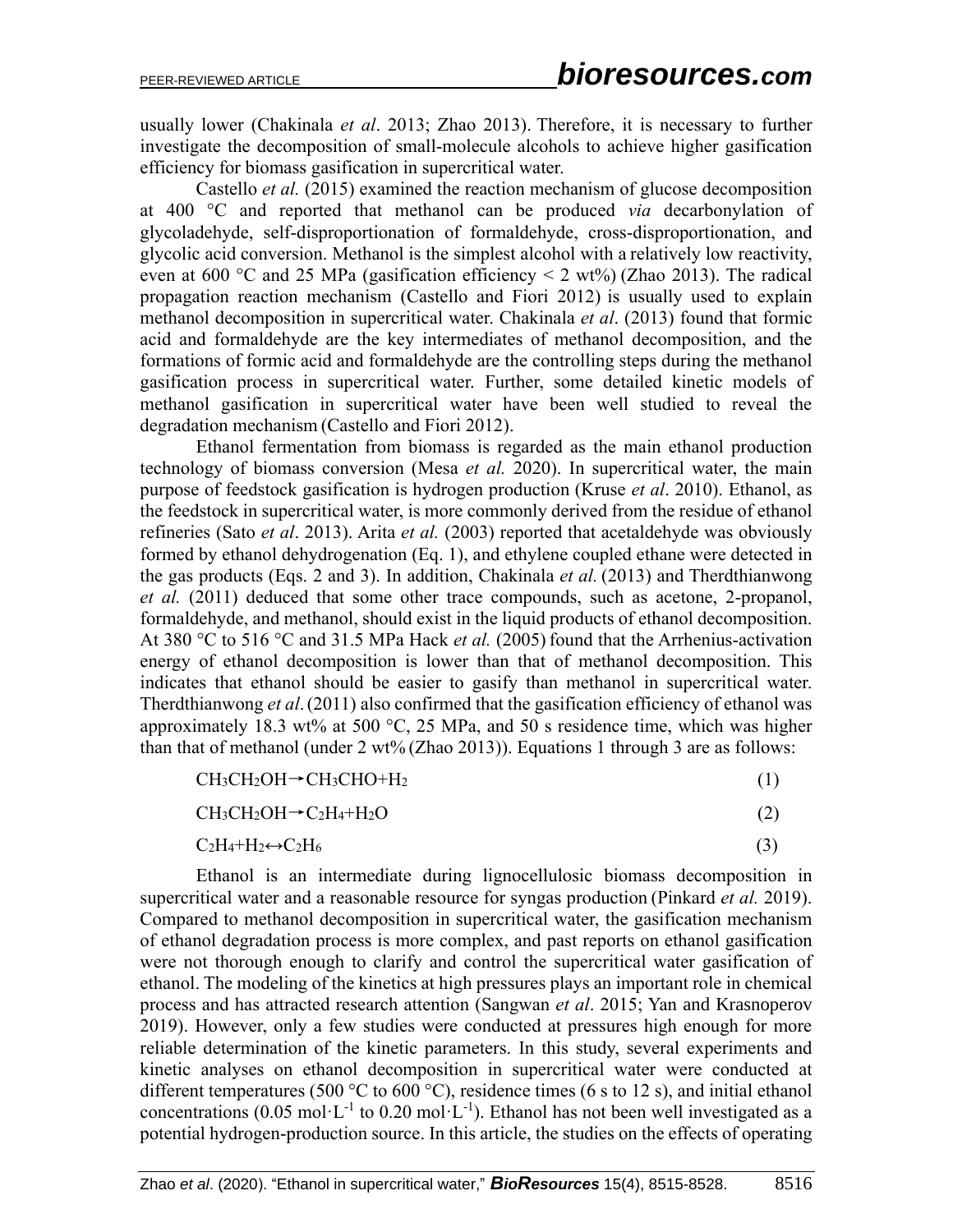usually lower (Chakinala *et al*. 2013; Zhao 2013). Therefore, it is necessary to further investigate the decomposition of small-molecule alcohols to achieve higher gasification efficiency for biomass gasification in supercritical water.

Castello *et al.* (2015) examined the reaction mechanism of glucose decomposition at 400 °C and reported that methanol can be produced *via* decarbonylation of glycoladehyde, self-disproportionation of formaldehyde, cross-disproportionation, and glycolic acid conversion. Methanol is the simplest alcohol with a relatively low reactivity, even at 600 °C and 25 MPa (gasification efficiency < 2 wt%) (Zhao 2013). The radical propagation reaction mechanism (Castello and Fiori 2012) is usually used to explain methanol decomposition in supercritical water. Chakinala *et al*. (2013) found that formic acid and formaldehyde are the key intermediates of methanol decomposition, and the formations of formic acid and formaldehyde are the controlling steps during the methanol gasification process in supercritical water. Further, some detailed kinetic models of methanol gasification in supercritical water have been well studied to reveal the degradation mechanism (Castello and Fiori 2012).

Ethanol fermentation from biomass is regarded as the main ethanol production technology of biomass conversion (Mesa *et al.* 2020). In supercritical water, the main purpose of feedstock gasification is hydrogen production (Kruse *et al*. 2010). Ethanol, as the feedstock in supercritical water, is more commonly derived from the residue of ethanol refineries (Sato *et al*. 2013). Arita *et al.* (2003) reported that acetaldehyde was obviously formed by ethanol dehydrogenation (Eq. 1), and ethylene coupled ethane were detected in the gas products (Eqs. 2 and 3). In addition, Chakinala *et al.* (2013) and Therdthianwong *et al.* (2011) deduced that some other trace compounds, such as acetone, 2-propanol, formaldehyde, and methanol, should exist in the liquid products of ethanol decomposition. At 380 °C to 516 °C and 31.5 MPa Hack *et al.* (2005) found that the Arrhenius-activation energy of ethanol decomposition is lower than that of methanol decomposition. This indicates that ethanol should be easier to gasify than methanol in supercritical water. Therdthianwong *et al*. (2011) also confirmed that the gasification efficiency of ethanol was approximately 18.3 wt% at 500 °C, 25 MPa, and 50 s residence time, which was higher than that of methanol (under 2 wt% (Zhao 2013)). Equations 1 through 3 are as follows:

$$CH_3CH_2OH \rightarrow CH_3CHO + H_2 \tag{1}$$

$$CH_3CH_2OH \rightarrow C_2H_4 + H_2O \tag{2}$$

$$C_2H_4 + H_2 \leftrightarrow C_2H_6 \tag{3}$$

Ethanol is an intermediate during lignocellulosic biomass decomposition in supercritical water and a reasonable resource for syngas production (Pinkard *et al.* 2019). Compared to methanol decomposition in supercritical water, the gasification mechanism of ethanol degradation process is more complex, and past reports on ethanol gasification were not thorough enough to clarify and control the supercritical water gasification of ethanol. The modeling of the kinetics at high pressures plays an important role in chemical process and has attracted research attention (Sangwan *et al*. 2015; Yan and Krasnoperov 2019). However, only a few studies were conducted at pressures high enough for more reliable determination of the kinetic parameters. In this study, several experiments and kinetic analyses on ethanol decomposition in supercritical water were conducted at different temperatures (500 °C to 600 °C), residence times (6 s to 12 s), and initial ethanol concentrations (0.05 $mol \cdot L^{-1}$ to 0.20 $mol \cdot L^{-1}$). Ethanol has not been well investigated as a potential hydrogen-production source. In this article, the studies on the effects of operating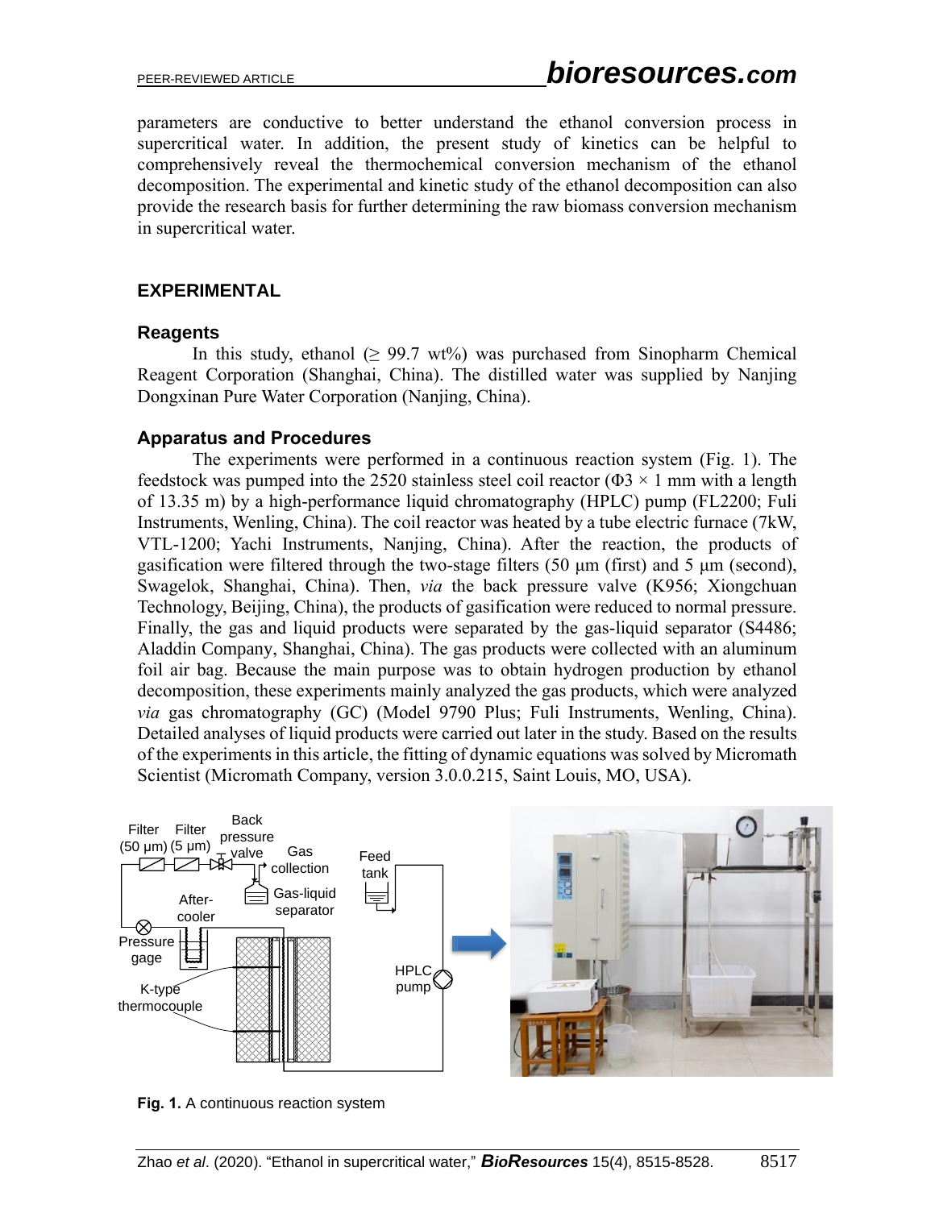parameters are conductive to better understand the ethanol conversion process in supercritical water. In addition, the present study of kinetics can be helpful to comprehensively reveal the thermochemical conversion mechanism of the ethanol decomposition. The experimental and kinetic study of the ethanol decomposition can also provide the research basis for further determining the raw biomass conversion mechanism in supercritical water.

## EXPERIMENTAL

### Reagents

In this study, ethanol (≥ 99.7 wt%) was purchased from Sinopharm Chemical Reagent Corporation (Shanghai, China). The distilled water was supplied by Nanjing Dongxinan Pure Water Corporation (Nanjing, China).

### Apparatus and Procedures

The experiments were performed in a continuous reaction system (Fig. 1). The feedstock was pumped into the 2520 stainless steel coil reactor ($\Phi 3 \times 1$ mm with a length of 13.35 m) by a high-performance liquid chromatography (HPLC) pump (FL2200; Fuli Instruments, Wenling, China). The coil reactor was heated by a tube electric furnace (7kW, VTL-1200; Yachi Instruments, Nanjing, China). After the reaction, the products of gasification were filtered through the two-stage filters (50 μm (first) and 5 μm (second), Swagelok, Shanghai, China). Then, *via* the back pressure valve (K956; Xiongchuan Technology, Beijing, China), the products of gasification were reduced to normal pressure. Finally, the gas and liquid products were separated by the gas-liquid separator (S4486; Aladdin Company, Shanghai, China). The gas products were collected with an aluminum foil air bag. Because the main purpose was to obtain hydrogen production by ethanol decomposition, these experiments mainly analyzed the gas products, which were analyzed *via* gas chromatography (GC) (Model 9790 Plus; Fuli Instruments, Wenling, China). Detailed analyses of liquid products were carried out later in the study. Based on the results of the experiments in this article, the fitting of dynamic equations was solved by Micromath Scientist (Micromath Company, version 3.0.0.215, Saint Louis, MO, USA).

**Fig. 1.** A continuous reaction system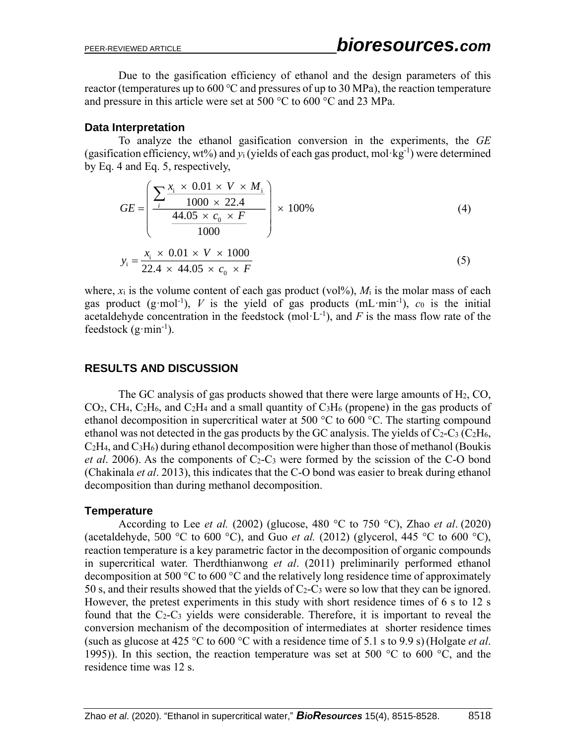Due to the gasification efficiency of ethanol and the design parameters of this reactor (temperatures up to 600 °C and pressures of up to 30 MPa), the reaction temperature and pressure in this article were set at 500 °C to 600 °C and 23 MPa.

### Data Interpretation

To analyze the ethanol gasification conversion in the experiments, the *GE* (gasification efficiency, wt%) and $y_i$ (yields of each gas product, mol·kg$^{-1}$) were determined by Eq. 4 and Eq. 5, respectively,

$$GE = \left( \frac{\sum_i \frac{x_i \times 0.01 \times V \times M_i}{1000 \times 22.4}}{\frac{44.05 \times c_0 \times F}{1000}} \right) \times 100\% \tag{4}$$

$$y_i = \frac{x_i \times 0.01 \times V \times 1000}{22.4 \times 44.05 \times c_0 \times F} \tag{5}$$

where, $x_i$ is the volume content of each gas product (vol%), $M_i$ is the molar mass of each gas product (g·mol$^{-1}$), $V$ is the yield of gas products (mL·min$^{-1}$), $c_0$ is the initial acetaldehyde concentration in the feedstock (mol·L$^{-1}$), and $F$ is the mass flow rate of the feedstock (g·min$^{-1}$).

## RESULTS AND DISCUSSION

The GC analysis of gas products showed that there were large amounts of $H_2$, CO, $CO_2$, $CH_4$, $C_2H_6$, and $C_2H_4$ and a small quantity of $C_3H_6$ (propene) in the gas products of ethanol decomposition in supercritical water at 500 °C to 600 °C. The starting compound ethanol was not detected in the gas products by the GC analysis. The yields of $C_2$-$C_3$ ($C_2H_6$, $C_2H_4$, and $C_3H_6$) during ethanol decomposition were higher than those of methanol (Boukis *et al*. 2006). As the components of $C_2$-$C_3$ were formed by the scission of the C-O bond (Chakinala *et al*. 2013), this indicates that the C-O bond was easier to break during ethanol decomposition than during methanol decomposition.

### Temperature

According to Lee *et al.* (2002) (glucose, 480 °C to 750 °C), Zhao *et al*. (2020) (acetaldehyde, 500 °C to 600 °C), and Guo *et al.* (2012) (glycerol, 445 °C to 600 °C), reaction temperature is a key parametric factor in the decomposition of organic compounds in supercritical water. Therdthianwong *et al*. (2011) preliminarily performed ethanol decomposition at 500 °C to 600 °C and the relatively long residence time of approximately 50 s, and their results showed that the yields of $C_2$-$C_3$ were so low that they can be ignored. However, the pretest experiments in this study with short residence times of 6 s to 12 s found that the $C_2$-$C_3$ yields were considerable. Therefore, it is important to reveal the conversion mechanism of the decomposition of intermediates at shorter residence times (such as glucose at 425 °C to 600 °C with a residence time of 5.1 s to 9.9 s) (Holgate *et al*. 1995)). In this section, the reaction temperature was set at 500 °C to 600 °C, and the residence time was 12 s.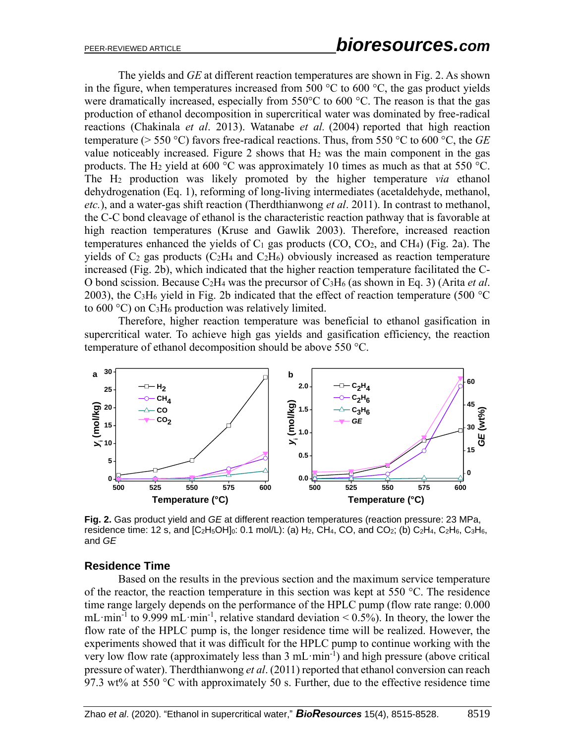The yields and *GE* at different reaction temperatures are shown in Fig. 2. As shown in the figure, when temperatures increased from 500 °C to 600 °C, the gas product yields were dramatically increased, especially from 550°C to 600 °C. The reason is that the gas production of ethanol decomposition in supercritical water was dominated by free-radical reactions (Chakinala *et al*. 2013). Watanabe *et al.* (2004) reported that high reaction temperature (> 550 °C) favors free-radical reactions. Thus, from 550 °C to 600 °C, the *GE* value noticeably increased. Figure 2 shows that $H_2$ was the main component in the gas products. The $H_2$ yield at 600 °C was approximately 10 times as much as that at 550 °C. The $H_2$ production was likely promoted by the higher temperature *via* ethanol dehydrogenation (Eq. 1), reforming of long-living intermediates (acetaldehyde, methanol, *etc.*), and a water-gas shift reaction (Therdthianwong *et al*. 2011). In contrast to methanol, the C-C bond cleavage of ethanol is the characteristic reaction pathway that is favorable at high reaction temperatures (Kruse and Gawlik 2003). Therefore, increased reaction temperatures enhanced the yields of $C_1$ gas products (CO, $CO_2$, and $CH_4$) (Fig. 2a). The yields of $C_2$ gas products ($C_2H_4$ and $C_2H_6$) obviously increased as reaction temperature increased (Fig. 2b), which indicated that the higher reaction temperature facilitated the C-O bond scission. Because $C_2H_4$ was the precursor of $C_3H_6$ (as shown in Eq. 3) (Arita *et al*. 2003), the $C_3H_6$ yield in Fig. 2b indicated that the effect of reaction temperature (500 °C to 600 °C) on $C_3H_6$ production was relatively limited.

Therefore, higher reaction temperature was beneficial to ethanol gasification in supercritical water. To achieve high gas yields and gasification efficiency, the reaction temperature of ethanol decomposition should be above 550 °C.

**Fig. 2.** Gas product yield and *GE* at different reaction temperatures (reaction pressure: 23 MPa, residence time: 12 s, and $[C_2H_5OH]_0$: 0.1 mol/L): (a) $H_2$, $CH_4$, CO, and $CO_2$; (b) $C_2H_4$, $C_2H_6$, $C_3H_6$, and *GE*

## Residence Time

Based on the results in the previous section and the maximum service temperature of the reactor, the reaction temperature in this section was kept at 550 °C. The residence time range largely depends on the performance of the HPLC pump (flow rate range: 0.000 $mL \cdot min^{-1}$ to 9.999 $mL \cdot min^{-1}$, relative standard deviation < 0.5%). In theory, the lower the flow rate of the HPLC pump is, the longer residence time will be realized. However, the experiments showed that it was difficult for the HPLC pump to continue working with the very low flow rate (approximately less than 3 $mL \cdot min^{-1}$) and high pressure (above critical pressure of water). Therdthianwong *et al*. (2011) reported that ethanol conversion can reach 97.3 wt% at 550 °C with approximately 50 s. Further, due to the effective residence time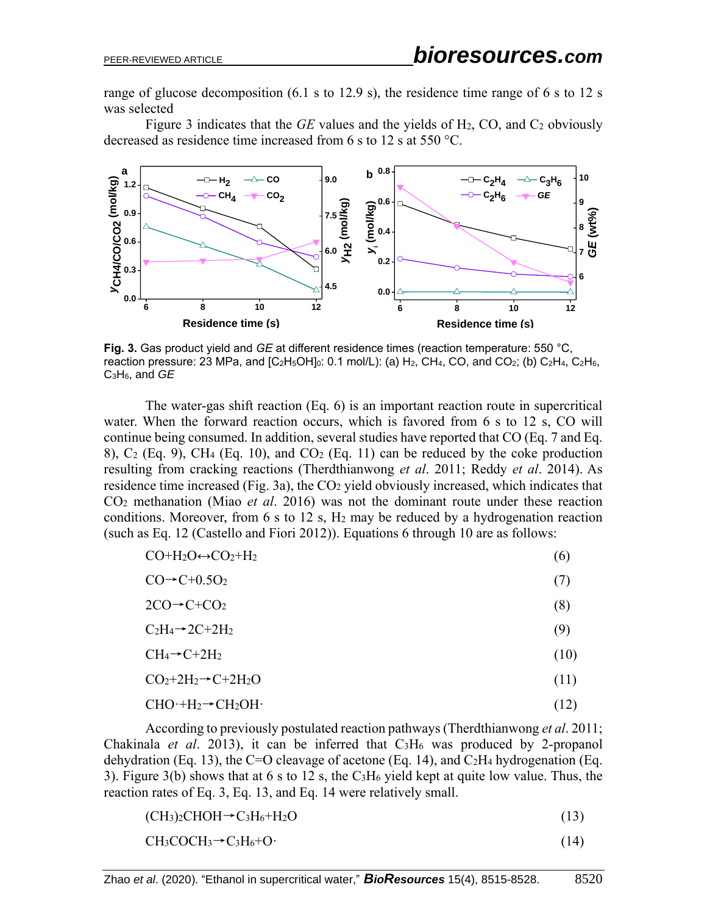range of glucose decomposition (6.1 s to 12.9 s), the residence time range of 6 s to 12 s was selected

Figure 3 indicates that the *GE* values and the yields of $H_2$, CO, and $C_2$ obviously decreased as residence time increased from 6 s to 12 s at 550 °C.

**Fig. 3.** Gas product yield and *GE* at different residence times (reaction temperature: 550 °C, reaction pressure: 23 MPa, and $[C_2H_5OH]_0$: 0.1 mol/L): (a) $H_2$, $CH_4$, CO, and $CO_2$; (b) $C_2H_4$, $C_2H_6$, $C_3H_6$, and *GE*

The water-gas shift reaction (Eq. 6) is an important reaction route in supercritical water. When the forward reaction occurs, which is favored from 6 s to 12 s, CO will continue being consumed. In addition, several studies have reported that CO (Eq. 7 and Eq. 8), $C_2$ (Eq. 9), $CH_4$ (Eq. 10), and $CO_2$ (Eq. 11) can be reduced by the coke production resulting from cracking reactions (Therdthianwong *et al*. 2011; Reddy *et al*. 2014). As residence time increased (Fig. 3a), the $CO_2$ yield obviously increased, which indicates that $CO_2$ methanation (Miao *et al*. 2016) was not the dominant route under these reaction conditions. Moreover, from 6 s to 12 s, $H_2$ may be reduced by a hydrogenation reaction (such as Eq. 12 (Castello and Fiori 2012)). Equations 6 through 10 are as follows:

$$CO+H_2O \leftrightarrow CO_2+H_2 \tag{6}$$

$$CO \rightarrow C+0.5O_2 \tag{7}$$

$$2CO \rightarrow C+CO_2 \tag{8}$$

$$C_2H_4 \rightarrow 2C+2H_2 \tag{9}$$

$$CH_4 \rightarrow C+2H_2 \tag{10}$$

$$CO_2+2H_2 \rightarrow C+2H_2O \tag{11}$$

$$CHO\cdot+H_2 \rightarrow CH_2OH\cdot \tag{12}$$

According to previously postulated reaction pathways (Therdthianwong *et al*. 2011; Chakinala *et al*. 2013), it can be inferred that $C_3H_6$ was produced by 2-propanol dehydration (Eq. 13), the C=O cleavage of acetone (Eq. 14), and $C_2H_4$ hydrogenation (Eq. 3). Figure 3(b) shows that at 6 s to 12 s, the $C_3H_6$ yield kept at quite low value. Thus, the reaction rates of Eq. 3, Eq. 13, and Eq. 14 were relatively small.

$$(CH_3)_2CHOH \rightarrow C_3H_6+H_2O \tag{13}$$

$$CH_3COCH_3 \rightarrow C_3H_6+O\cdot \tag{14}$$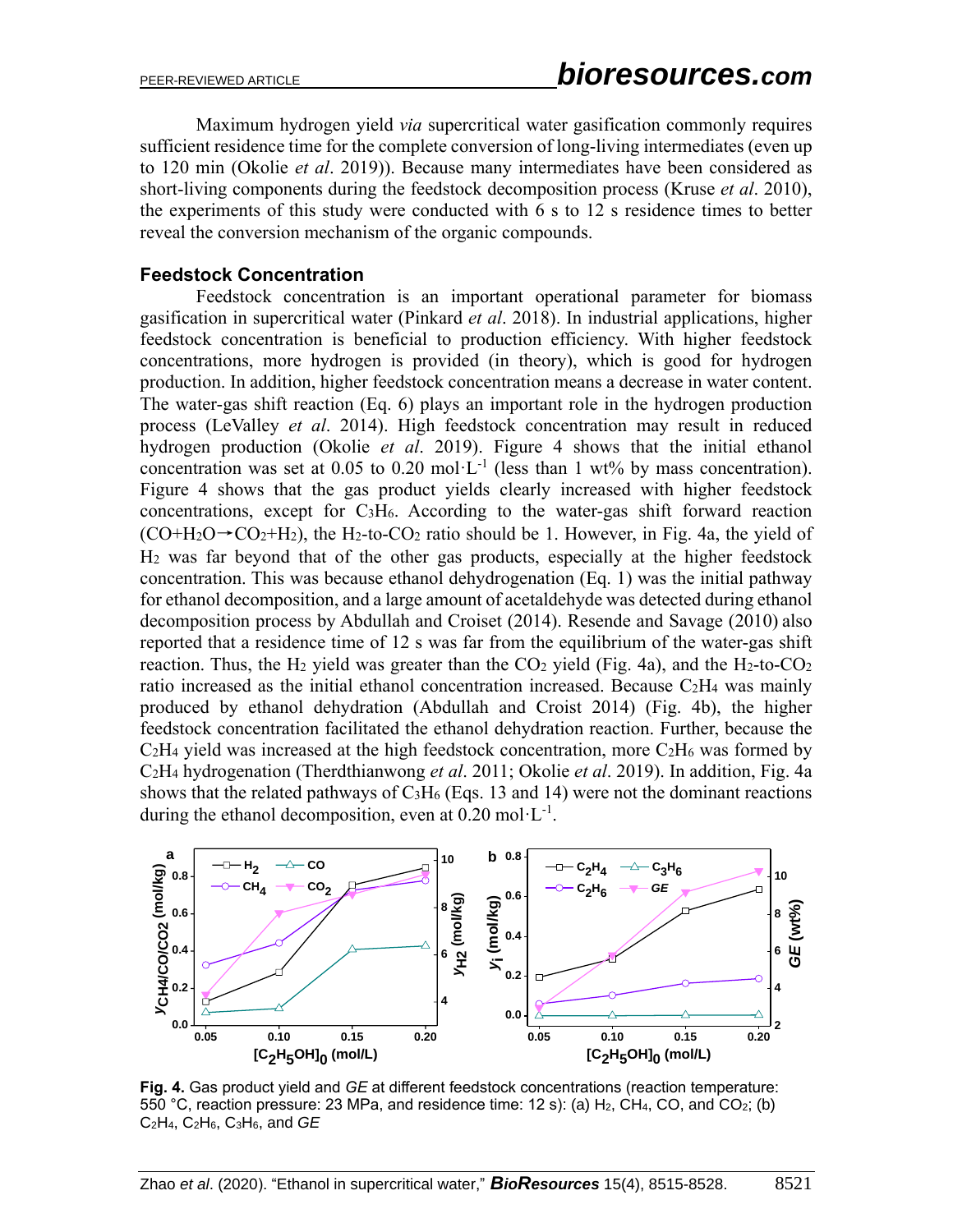Maximum hydrogen yield *via* supercritical water gasification commonly requires sufficient residence time for the complete conversion of long-living intermediates (even up to 120 min (Okolie *et al*. 2019)). Because many intermediates have been considered as short-living components during the feedstock decomposition process (Kruse *et al*. 2010), the experiments of this study were conducted with 6 s to 12 s residence times to better reveal the conversion mechanism of the organic compounds.

### Feedstock Concentration

Feedstock concentration is an important operational parameter for biomass gasification in supercritical water (Pinkard *et al*. 2018). In industrial applications, higher feedstock concentration is beneficial to production efficiency. With higher feedstock concentrations, more hydrogen is provided (in theory), which is good for hydrogen production. In addition, higher feedstock concentration means a decrease in water content. The water-gas shift reaction (Eq. 6) plays an important role in the hydrogen production process (LeValley *et al*. 2014). High feedstock concentration may result in reduced hydrogen production (Okolie *et al*. 2019). Figure 4 shows that the initial ethanol concentration was set at 0.05 to 0.20 mol·L$^{-1}$ (less than 1 wt% by mass concentration). Figure 4 shows that the gas product yields clearly increased with higher feedstock concentrations, except for $C_3H_6$. According to the water-gas shift forward reaction ($CO+H_2O \rightarrow CO_2+H_2$), the $H_2$-to-$CO_2$ ratio should be 1. However, in Fig. 4a, the yield of $H_2$ was far beyond that of the other gas products, especially at the higher feedstock concentration. This was because ethanol dehydrogenation (Eq. 1) was the initial pathway for ethanol decomposition, and a large amount of acetaldehyde was detected during ethanol decomposition process by Abdullah and Croiset (2014). Resende and Savage (2010) also reported that a residence time of 12 s was far from the equilibrium of the water-gas shift reaction. Thus, the $H_2$ yield was greater than the $CO_2$ yield (Fig. 4a), and the $H_2$-to-$CO_2$ ratio increased as the initial ethanol concentration increased. Because $C_2H_4$ was mainly produced by ethanol dehydration (Abdullah and Croist 2014) (Fig. 4b), the higher feedstock concentration facilitated the ethanol dehydration reaction. Further, because the $C_2H_4$ yield was increased at the high feedstock concentration, more $C_2H_6$ was formed by $C_2H_4$ hydrogenation (Therdthianwong *et al*. 2011; Okolie *et al*. 2019). In addition, Fig. 4a shows that the related pathways of $C_3H_6$ (Eqs. 13 and 14) were not the dominant reactions during the ethanol decomposition, even at 0.20 mol·L$^{-1}$.

**Fig. 4.** Gas product yield and *GE* at different feedstock concentrations (reaction temperature: 550 °C, reaction pressure: 23 MPa, and residence time: 12 s): (a) $H_2$, $CH_4$, CO, and $CO_2$; (b) $C_2H_4$, $C_2H_6$, $C_3H_6$, and *GE*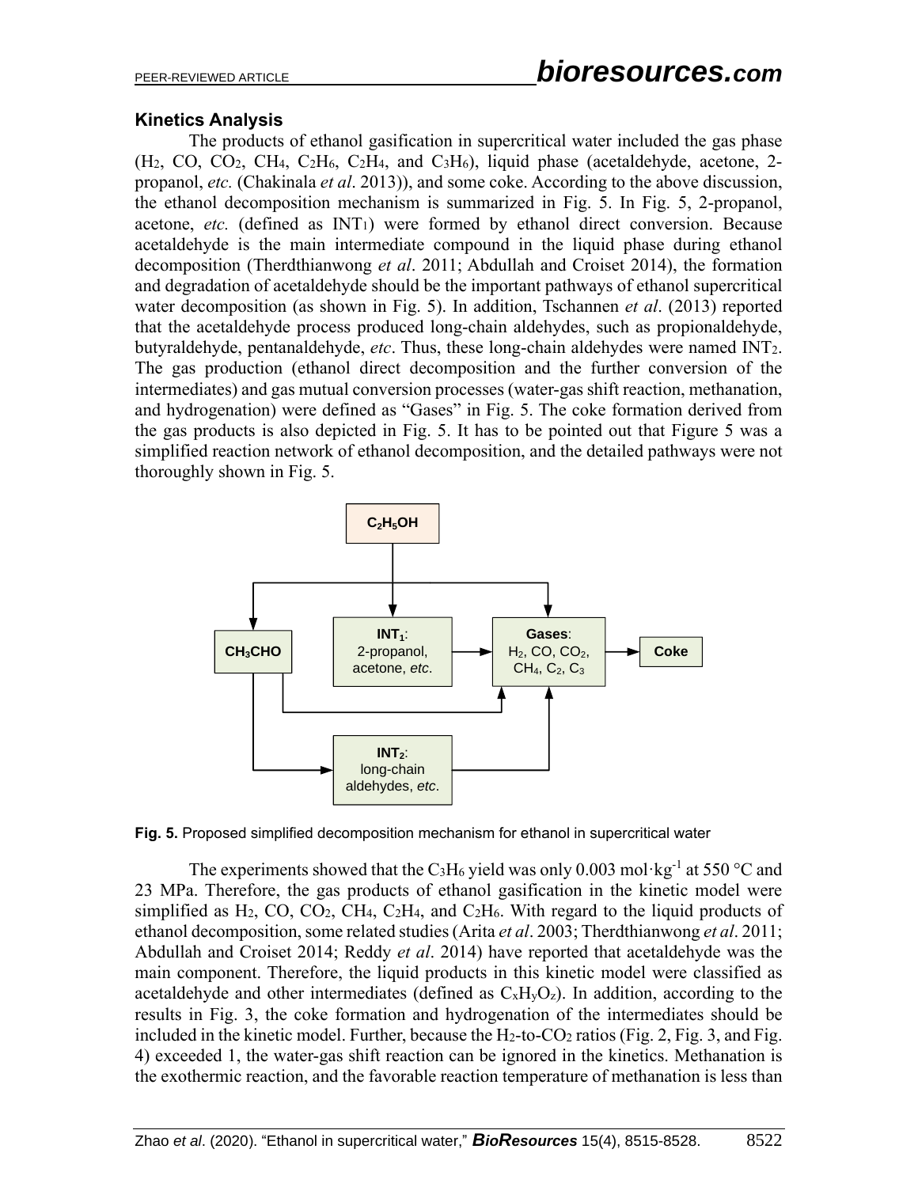### Kinetics Analysis

The products of ethanol gasification in supercritical water included the gas phase ($H_2$, CO, $CO_2$, $CH_4$, $C_2H_6$, $C_2H_4$, and $C_3H_6$), liquid phase (acetaldehyde, acetone, 2-propanol, *etc.* (Chakinala *et al*. 2013)), and some coke. According to the above discussion, the ethanol decomposition mechanism is summarized in Fig. 5. In Fig. 5, 2-propanol, acetone, *etc.* (defined as $INT_1$) were formed by ethanol direct conversion. Because acetaldehyde is the main intermediate compound in the liquid phase during ethanol decomposition (Therdthianwong *et al*. 2011; Abdullah and Croiset 2014), the formation and degradation of acetaldehyde should be the important pathways of ethanol supercritical water decomposition (as shown in Fig. 5). In addition, Tschannen *et al*. (2013) reported that the acetaldehyde process produced long-chain aldehydes, such as propionaldehyde, butyraldehyde, pentanaldehyde, *etc*. Thus, these long-chain aldehydes were named $INT_2$. The gas production (ethanol direct decomposition and the further conversion of the intermediates) and gas mutual conversion processes (water-gas shift reaction, methanation, and hydrogenation) were defined as "Gases" in Fig. 5. The coke formation derived from the gas products is also depicted in Fig. 5. It has to be pointed out that Figure 5 was a simplified reaction network of ethanol decomposition, and the detailed pathways were not thoroughly shown in Fig. 5.

**Fig. 5.** Proposed simplified decomposition mechanism for ethanol in supercritical water

The experiments showed that the $C_3H_6$ yield was only 0.003 mol·kg$^{-1}$ at 550 °C and 23 MPa. Therefore, the gas products of ethanol gasification in the kinetic model were simplified as $H_2$, CO, $CO_2$, $CH_4$, $C_2H_4$, and $C_2H_6$. With regard to the liquid products of ethanol decomposition, some related studies (Arita *et al*. 2003; Therdthianwong *et al*. 2011; Abdullah and Croiset 2014; Reddy *et al*. 2014) have reported that acetaldehyde was the main component. Therefore, the liquid products in this kinetic model were classified as acetaldehyde and other intermediates (defined as $C_xH_yO_z$). In addition, according to the results in Fig. 3, the coke formation and hydrogenation of the intermediates should be included in the kinetic model. Further, because the $H_2$-to-$CO_2$ ratios (Fig. 2, Fig. 3, and Fig. 4) exceeded 1, the water-gas shift reaction can be ignored in the kinetics. Methanation is the exothermic reaction, and the favorable reaction temperature of methanation is less than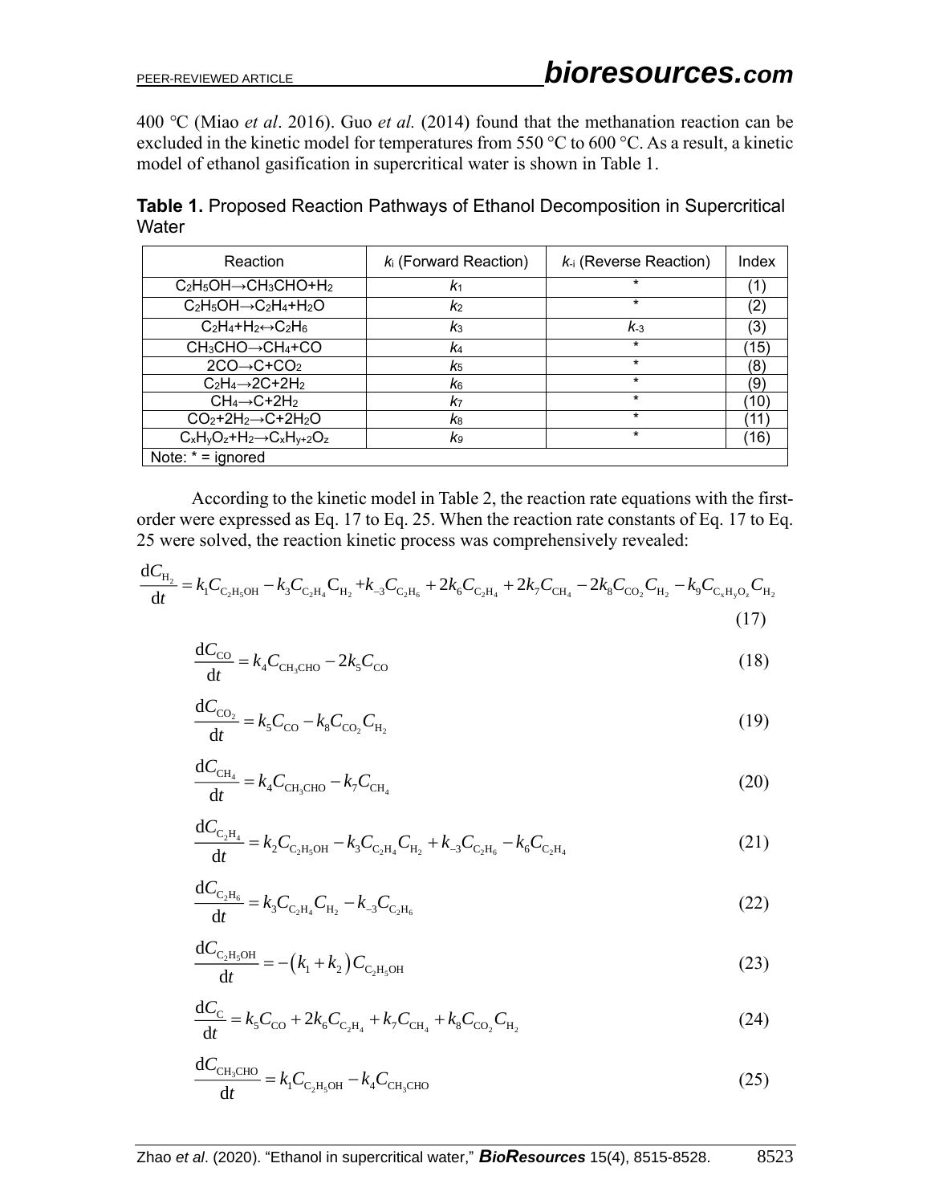400 °C (Miao *et al*. 2016). Guo *et al.* (2014) found that the methanation reaction can be excluded in the kinetic model for temperatures from 550 °C to 600 °C. As a result, a kinetic model of ethanol gasification in supercritical water is shown in Table 1.

**Table 1.** Proposed Reaction Pathways of Ethanol Decomposition in Supercritical Water

| Reaction | $k_i$ (Forward Reaction) | $k_{-i}$ (Reverse Reaction) | Index |
|---|---|---|---|
| $C_2H_5OH \rightarrow CH_3CHO + H_2$ | $k_1$ | * | (1) |
| $C_2H_5OH \rightarrow C_2H_4 + H_2O$ | $k_2$ | * | (2) |
| $C_2H_4 + H_2 \leftrightarrow C_2H_6$ | $k_3$ | $k_{-3}$ | (3) |
| $CH_3CHO \rightarrow CH_4 + CO$ | $k_4$ | * | (15) |
| $2CO \rightarrow C + CO_2$ | $k_5$ | * | (8) |
| $C_2H_4 \rightarrow 2C + 2H_2$ | $k_6$ | * | (9) |
| $CH_4 \rightarrow C + 2H_2$ | $k_7$ | * | (10) |
| $CO_2 + 2H_2 \rightarrow C + 2H_2O$ | $k_8$ | * | (11) |
| $C_xH_yO_z + H_2 \rightarrow C_xH_{y+2}O_z$ | $k_9$ | * | (16) |
| Note: * = ignored | | | |

According to the kinetic model in Table 2, the reaction rate equations with the first-order were expressed as Eq. 17 to Eq. 25. When the reaction rate constants of Eq. 17 to Eq. 25 were solved, the reaction kinetic process was comprehensively revealed:

$$\frac{\mathrm{d}C_{H_2}}{\mathrm{d}t} = k_1 C_{C_2H_5OH} - k_3 C_{C_2H_4} C_{H_2} + k_{-3} C_{C_2H_6} + 2k_6 C_{C_2H_4} + 2k_7 C_{CH_4} - 2k_8 C_{CO_2} C_{H_2} - k_9 C_{C_xH_yO_z} C_{H_2} \tag{17}$$

$$\frac{\mathrm{d}C_{CO}}{\mathrm{d}t} = k_4 C_{CH_3CHO} - 2k_5 C_{CO} \tag{18}$$

$$\frac{\mathrm{d}C_{CO_2}}{\mathrm{d}t} = k_5 C_{CO} - k_8 C_{CO_2} C_{H_2} \tag{19}$$

$$\frac{\mathrm{d}C_{CH_4}}{\mathrm{d}t} = k_4 C_{CH_3CHO} - k_7 C_{CH_4} \tag{20}$$

$$\frac{\mathrm{d}C_{C_2H_4}}{\mathrm{d}t} = k_2 C_{C_2H_5OH} - k_3 C_{C_2H_4} C_{H_2} + k_{-3} C_{C_2H_6} - k_6 C_{C_2H_4} \tag{21}$$

$$\frac{\mathrm{d}C_{C_2H_6}}{\mathrm{d}t} = k_3 C_{C_2H_4} C_{H_2} - k_{-3} C_{C_2H_6} \tag{22}$$

$$\frac{\mathrm{d}C_{C_2H_5OH}}{\mathrm{d}t} = -\left(k_1 + k_2\right) C_{C_2H_5OH} \tag{23}$$

$$\frac{\mathrm{d}C_{C}}{\mathrm{d}t} = k_5 C_{CO} + 2k_6 C_{C_2H_4} + k_7 C_{CH_4} + k_8 C_{CO_2} C_{H_2} \tag{24}$$

$$\frac{\mathrm{d}C_{CH_3CHO}}{\mathrm{d}t} = k_1 C_{C_2H_5OH} - k_4 C_{CH_3CHO} \tag{25}$$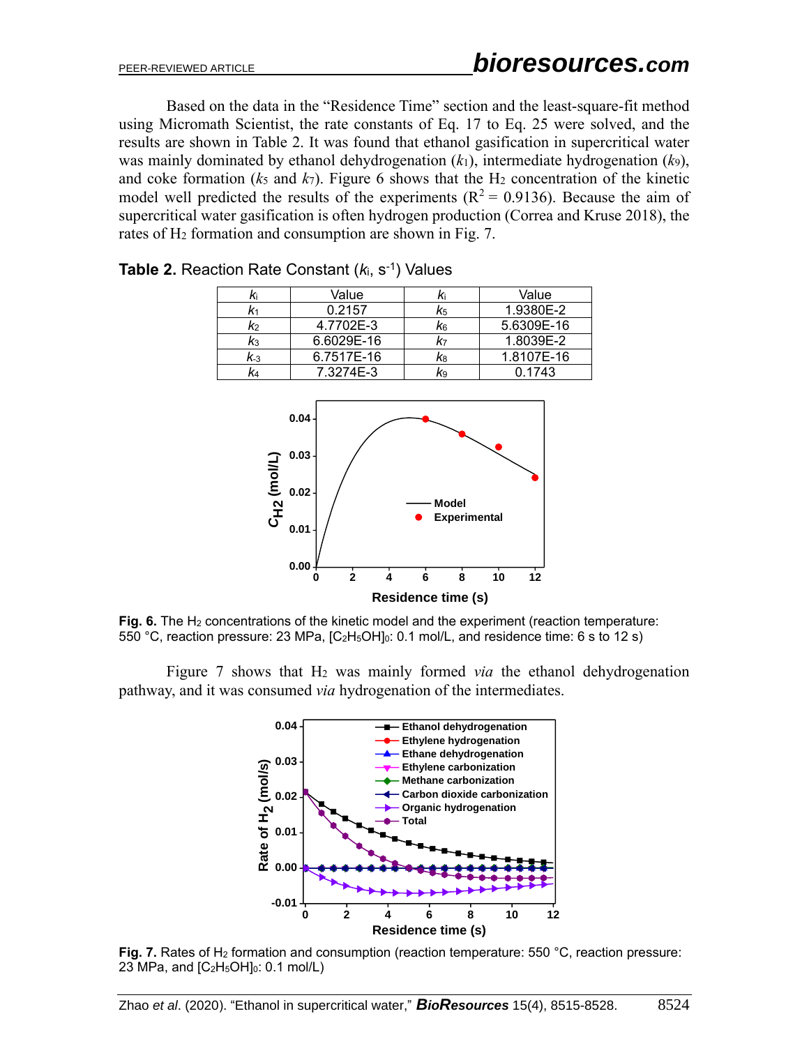Based on the data in the "Residence Time" section and the least-square-fit method using Micromath Scientist, the rate constants of Eq. 17 to Eq. 25 were solved, and the results are shown in Table 2. It was found that ethanol gasification in supercritical water was mainly dominated by ethanol dehydrogenation ($k_1$), intermediate hydrogenation ($k_9$), and coke formation ($k_5$ and $k_7$). Figure 6 shows that the $H_2$ concentration of the kinetic model well predicted the results of the experiments ($R^2$ = 0.9136). Because the aim of supercritical water gasification is often hydrogen production (Correa and Kruse 2018), the rates of $H_2$ formation and consumption are shown in Fig. 7.

**Table 2.** Reaction Rate Constant ($k_i$, $s^{-1}$) Values

| $k_i$ | Value | $k_i$ | Value |
|---|---|---|---|
| $k_1$ | 0.2157 | $k_5$ | 1.9380E-2 |
| $k_2$ | 4.7702E-3 | $k_6$ | 5.6309E-16 |
| $k_3$ | 6.6029E-16 | $k_7$ | 1.8039E-2 |
| $k_{-3}$ | 6.7517E-16 | $k_8$ | 1.8107E-16 |
| $k_4$ | 7.3274E-3 | $k_9$ | 0.1743 |

**Fig. 6.** The $H_2$ concentrations of the kinetic model and the experiment (reaction temperature: 550 °C, reaction pressure: 23 MPa, $[C_2H_5OH]_0$: 0.1 mol/L, and residence time: 6 s to 12 s)

Figure 7 shows that $H_2$ was mainly formed *via* the ethanol dehydrogenation pathway, and it was consumed *via* hydrogenation of the intermediates.

**Fig. 7.** Rates of $H_2$ formation and consumption (reaction temperature: 550 °C, reaction pressure: 23 MPa, and $[C_2H_5OH]_0$: 0.1 mol/L)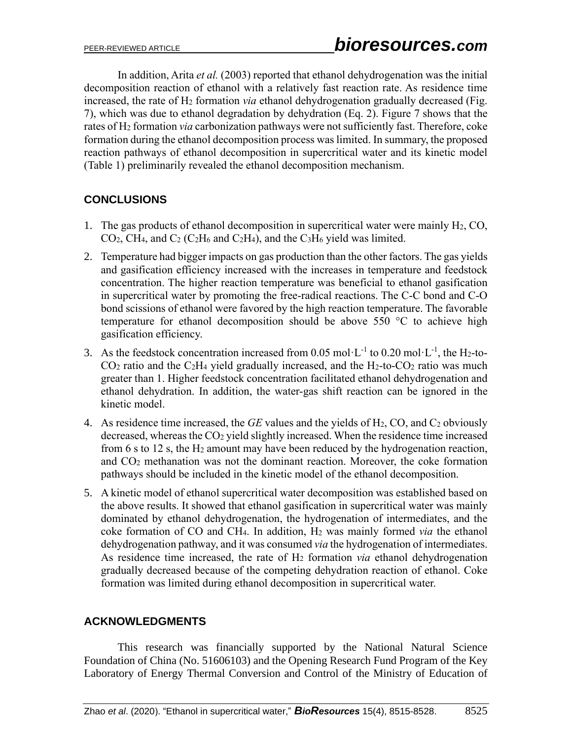In addition, Arita *et al.* (2003) reported that ethanol dehydrogenation was the initial decomposition reaction of ethanol with a relatively fast reaction rate. As residence time increased, the rate of $H_2$ formation *via* ethanol dehydrogenation gradually decreased (Fig. 7), which was due to ethanol degradation by dehydration (Eq. 2). Figure 7 shows that the rates of $H_2$ formation *via* carbonization pathways were not sufficiently fast. Therefore, coke formation during the ethanol decomposition process was limited. In summary, the proposed reaction pathways of ethanol decomposition in supercritical water and its kinetic model (Table 1) preliminarily revealed the ethanol decomposition mechanism.

## CONCLUSIONS

1. The gas products of ethanol decomposition in supercritical water were mainly $H_2$, CO, $CO_2$, $CH_4$, and $C_2$ ($C_2H_6$ and $C_2H_4$), and the $C_3H_6$ yield was limited.
2. Temperature had bigger impacts on gas production than the other factors. The gas yields and gasification efficiency increased with the increases in temperature and feedstock concentration. The higher reaction temperature was beneficial to ethanol gasification in supercritical water by promoting the free-radical reactions. The C-C bond and C-O bond scissions of ethanol were favored by the high reaction temperature. The favorable temperature for ethanol decomposition should be above 550 °C to achieve high gasification efficiency.
3. As the feedstock concentration increased from 0.05 $mol \cdot L^{-1}$ to 0.20 $mol \cdot L^{-1}$, the $H_2$-to-$CO_2$ ratio and the $C_2H_4$ yield gradually increased, and the $H_2$-to-$CO_2$ ratio was much greater than 1. Higher feedstock concentration facilitated ethanol dehydrogenation and ethanol dehydration. In addition, the water-gas shift reaction can be ignored in the kinetic model.
4. As residence time increased, the *GE* values and the yields of $H_2$, CO, and $C_2$ obviously decreased, whereas the $CO_2$ yield slightly increased. When the residence time increased from 6 s to 12 s, the $H_2$ amount may have been reduced by the hydrogenation reaction, and $CO_2$ methanation was not the dominant reaction. Moreover, the coke formation pathways should be included in the kinetic model of the ethanol decomposition.
5. A kinetic model of ethanol supercritical water decomposition was established based on the above results. It showed that ethanol gasification in supercritical water was mainly dominated by ethanol dehydrogenation, the hydrogenation of intermediates, and the coke formation of CO and $CH_4$. In addition, $H_2$ was mainly formed *via* the ethanol dehydrogenation pathway, and it was consumed *via* the hydrogenation of intermediates. As residence time increased, the rate of $H_2$ formation *via* ethanol dehydrogenation gradually decreased because of the competing dehydration reaction of ethanol. Coke formation was limited during ethanol decomposition in supercritical water.

## ACKNOWLEDGMENTS

This research was financially supported by the National Natural Science Foundation of China (No. 51606103) and the Opening Research Fund Program of the Key Laboratory of Energy Thermal Conversion and Control of the Ministry of Education of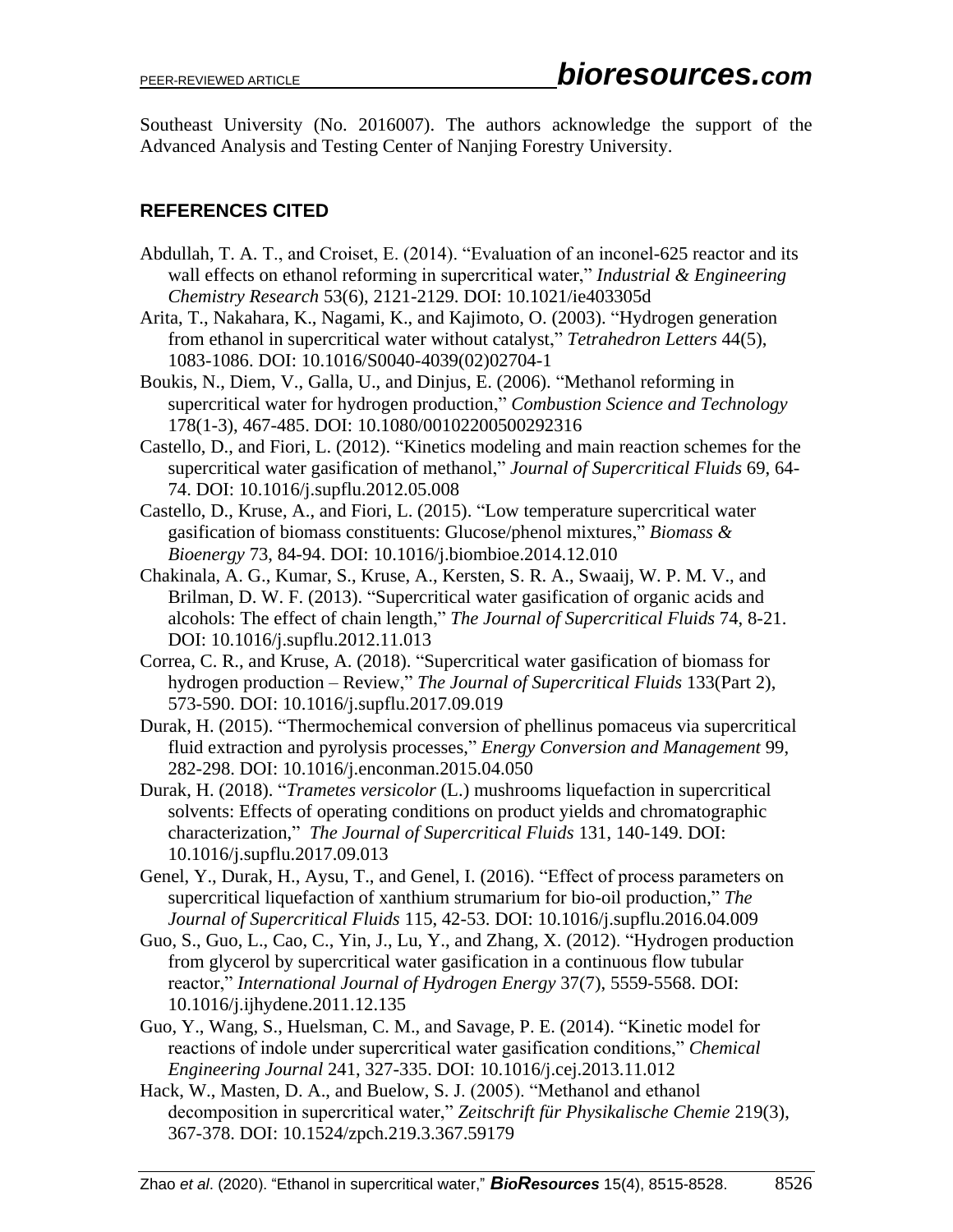Southeast University (No. 2016007). The authors acknowledge the support of the Advanced Analysis and Testing Center of Nanjing Forestry University.

## REFERENCES CITED

Abdullah, T. A. T., and Croiset, E. (2014). "Evaluation of an inconel-625 reactor and its wall effects on ethanol reforming in supercritical water," *Industrial & Engineering Chemistry Research* 53(6), 2121-2129. DOI: 10.1021/ie403305d

Arita, T., Nakahara, K., Nagami, K., and Kajimoto, O. (2003). "Hydrogen generation from ethanol in supercritical water without catalyst," *Tetrahedron Letters* 44(5), 1083-1086. DOI: 10.1016/S0040-4039(02)02704-1

Boukis, N., Diem, V., Galla, U., and Dinjus, E. (2006). "Methanol reforming in supercritical water for hydrogen production," *Combustion Science and Technology* 178(1-3), 467-485. DOI: 10.1080/00102200500292316

Castello, D., and Fiori, L. (2012). "Kinetics modeling and main reaction schemes for the supercritical water gasification of methanol," *Journal of Supercritical Fluids* 69, 64-74. DOI: 10.1016/j.supflu.2012.05.008

Castello, D., Kruse, A., and Fiori, L. (2015). "Low temperature supercritical water gasification of biomass constituents: Glucose/phenol mixtures," *Biomass & Bioenergy* 73, 84-94. DOI: 10.1016/j.biombioe.2014.12.010

Chakinala, A. G., Kumar, S., Kruse, A., Kersten, S. R. A., Swaaij, W. P. M. V., and Brilman, D. W. F. (2013). "Supercritical water gasification of organic acids and alcohols: The effect of chain length," *The Journal of Supercritical Fluids* 74, 8-21. DOI: 10.1016/j.supflu.2012.11.013

Correa, C. R., and Kruse, A. (2018). "Supercritical water gasification of biomass for hydrogen production – Review," *The Journal of Supercritical Fluids* 133(Part 2), 573-590. DOI: 10.1016/j.supflu.2017.09.019

Durak, H. (2015). "Thermochemical conversion of phellinus pomaceus via supercritical fluid extraction and pyrolysis processes," *Energy Conversion and Management* 99, 282-298. DOI: 10.1016/j.enconman.2015.04.050

Durak, H. (2018). "*Trametes versicolor* (L.) mushrooms liquefaction in supercritical solvents: Effects of operating conditions on product yields and chromatographic characterization," *The Journal of Supercritical Fluids* 131, 140-149. DOI: 10.1016/j.supflu.2017.09.013

Genel, Y., Durak, H., Aysu, T., and Genel, I. (2016). "Effect of process parameters on supercritical liquefaction of xanthium strumarium for bio-oil production," *The Journal of Supercritical Fluids* 115, 42-53. DOI: 10.1016/j.supflu.2016.04.009

Guo, S., Guo, L., Cao, C., Yin, J., Lu, Y., and Zhang, X. (2012). "Hydrogen production from glycerol by supercritical water gasification in a continuous flow tubular reactor," *International Journal of Hydrogen Energy* 37(7), 5559-5568. DOI: 10.1016/j.ijhydene.2011.12.135

Guo, Y., Wang, S., Huelsman, C. M., and Savage, P. E. (2014). "Kinetic model for reactions of indole under supercritical water gasification conditions," *Chemical Engineering Journal* 241, 327-335. DOI: 10.1016/j.cej.2013.11.012

Hack, W., Masten, D. A., and Buelow, S. J. (2005). "Methanol and ethanol decomposition in supercritical water," *Zeitschrift für Physikalische Chemie* 219(3), 367-378. DOI: 10.1524/zpch.219.3.367.59179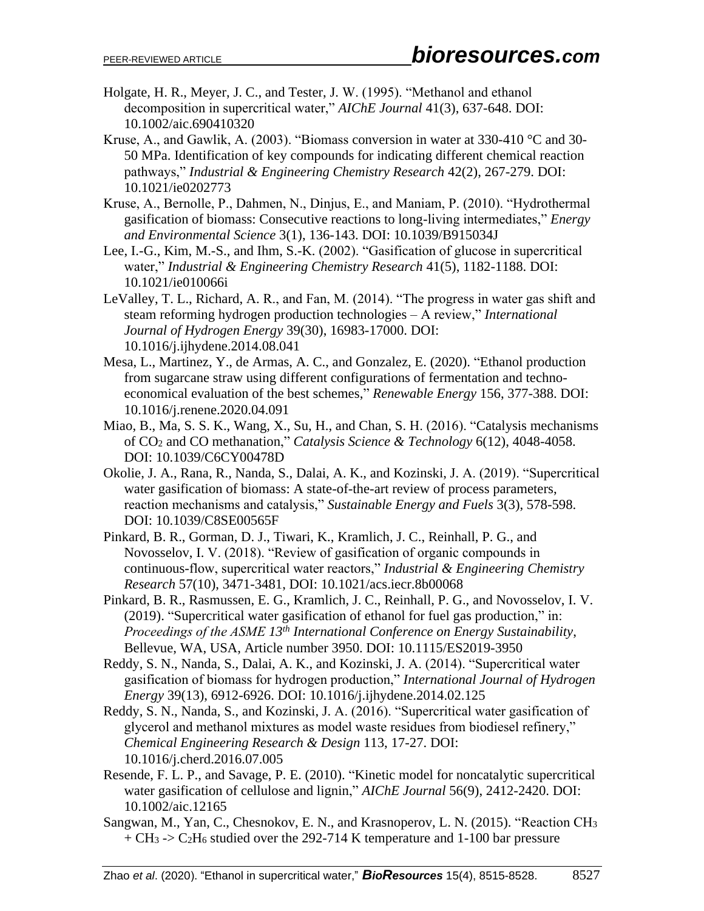Holgate, H. R., Meyer, J. C., and Tester, J. W. (1995). "Methanol and ethanol decomposition in supercritical water," *AIChE Journal* 41(3), 637-648. DOI: 10.1002/aic.690410320

Kruse, A., and Gawlik, A. (2003). "Biomass conversion in water at 330-410 °C and 30-50 MPa. Identification of key compounds for indicating different chemical reaction pathways," *Industrial & Engineering Chemistry Research* 42(2), 267-279. DOI: 10.1021/ie0202773

Kruse, A., Bernolle, P., Dahmen, N., Dinjus, E., and Maniam, P. (2010). "Hydrothermal gasification of biomass: Consecutive reactions to long-living intermediates," *Energy and Environmental Science* 3(1), 136-143. DOI: 10.1039/B915034J

Lee, I.-G., Kim, M.-S., and Ihm, S.-K. (2002). "Gasification of glucose in supercritical water," *Industrial & Engineering Chemistry Research* 41(5), 1182-1188. DOI: 10.1021/ie010066i

LeValley, T. L., Richard, A. R., and Fan, M. (2014). "The progress in water gas shift and steam reforming hydrogen production technologies – A review," *International Journal of Hydrogen Energy* 39(30), 16983-17000. DOI: 10.1016/j.ijhydene.2014.08.041

Mesa, L., Martinez, Y., de Armas, A. C., and Gonzalez, E. (2020). "Ethanol production from sugarcane straw using different configurations of fermentation and techno-economical evaluation of the best schemes," *Renewable Energy* 156, 377-388. DOI: 10.1016/j.renene.2020.04.091

Miao, B., Ma, S. S. K., Wang, X., Su, H., and Chan, S. H. (2016). "Catalysis mechanisms of $CO_2$ and CO methanation," *Catalysis Science & Technology* 6(12), 4048-4058. DOI: 10.1039/C6CY00478D

Okolie, J. A., Rana, R., Nanda, S., Dalai, A. K., and Kozinski, J. A. (2019). "Supercritical water gasification of biomass: A state-of-the-art review of process parameters, reaction mechanisms and catalysis," *Sustainable Energy and Fuels* 3(3), 578-598. DOI: 10.1039/C8SE00565F

Pinkard, B. R., Gorman, D. J., Tiwari, K., Kramlich, J. C., Reinhall, P. G., and Novosselov, I. V. (2018). "Review of gasification of organic compounds in continuous-flow, supercritical water reactors," *Industrial & Engineering Chemistry Research* 57(10), 3471-3481, DOI: 10.1021/acs.iecr.8b00068

Pinkard, B. R., Rasmussen, E. G., Kramlich, J. C., Reinhall, P. G., and Novosselov, I. V. (2019). "Supercritical water gasification of ethanol for fuel gas production," in: *Proceedings of the ASME 13th International Conference on Energy Sustainability*, Bellevue, WA, USA, Article number 3950. DOI: 10.1115/ES2019-3950

Reddy, S. N., Nanda, S., Dalai, A. K., and Kozinski, J. A. (2014). "Supercritical water gasification of biomass for hydrogen production," *International Journal of Hydrogen Energy* 39(13), 6912-6926. DOI: 10.1016/j.ijhydene.2014.02.125

Reddy, S. N., Nanda, S., and Kozinski, J. A. (2016). "Supercritical water gasification of glycerol and methanol mixtures as model waste residues from biodiesel refinery," *Chemical Engineering Research & Design* 113, 17-27. DOI: 10.1016/j.cherd.2016.07.005

Resende, F. L. P., and Savage, P. E. (2010). "Kinetic model for noncatalytic supercritical water gasification of cellulose and lignin," *AIChE Journal* 56(9), 2412-2420. DOI: 10.1002/aic.12165

Sangwan, M., Yan, C., Chesnokov, E. N., and Krasnoperov, L. N. (2015). "Reaction $CH_3 + CH_3 \rightarrow C_2H_6$ studied over the 292-714 K temperature and 1-100 bar pressure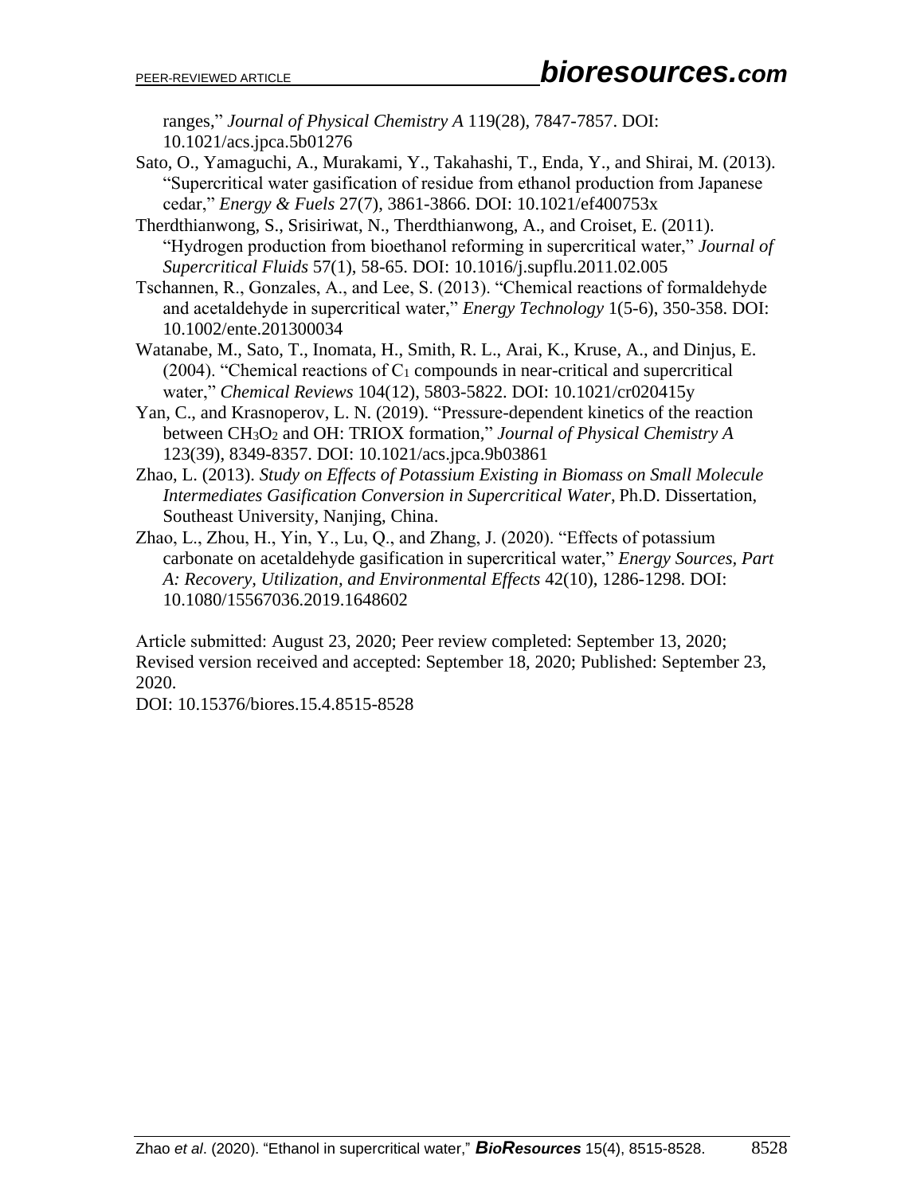ranges," *Journal of Physical Chemistry A* 119(28), 7847-7857. DOI: 10.1021/acs.jpca.5b01276

Sato, O., Yamaguchi, A., Murakami, Y., Takahashi, T., Enda, Y., and Shirai, M. (2013). "Supercritical water gasification of residue from ethanol production from Japanese cedar," *Energy & Fuels* 27(7), 3861-3866. DOI: 10.1021/ef400753x

Therdthianwong, S., Srisiriwat, N., Therdthianwong, A., and Croiset, E. (2011). "Hydrogen production from bioethanol reforming in supercritical water," *Journal of Supercritical Fluids* 57(1), 58-65. DOI: 10.1016/j.supflu.2011.02.005

Tschannen, R., Gonzales, A., and Lee, S. (2013). "Chemical reactions of formaldehyde and acetaldehyde in supercritical water," *Energy Technology* 1(5-6), 350-358. DOI: 10.1002/ente.201300034

Watanabe, M., Sato, T., Inomata, H., Smith, R. L., Arai, K., Kruse, A., and Dinjus, E. (2004). "Chemical reactions of $C_1$ compounds in near-critical and supercritical water," *Chemical Reviews* 104(12), 5803-5822. DOI: 10.1021/cr020415y

Yan, C., and Krasnoperov, L. N. (2019). "Pressure-dependent kinetics of the reaction between $CH_3O_2$ and OH: TRIOX formation," *Journal of Physical Chemistry A* 123(39), 8349-8357. DOI: 10.1021/acs.jpca.9b03861

Zhao, L. (2013). *Study on Effects of Potassium Existing in Biomass on Small Molecule Intermediates Gasification Conversion in Supercritical Water*, Ph.D. Dissertation, Southeast University, Nanjing, China.

Zhao, L., Zhou, H., Yin, Y., Lu, Q., and Zhang, J. (2020). "Effects of potassium carbonate on acetaldehyde gasification in supercritical water," *Energy Sources, Part A: Recovery, Utilization, and Environmental Effects* 42(10), 1286-1298. DOI: 10.1080/15567036.2019.1648602

Article submitted: August 23, 2020; Peer review completed: September 13, 2020; Revised version received and accepted: September 18, 2020; Published: September 23, 2020.

DOI: 10.15376/biores.15.4.8515-8528